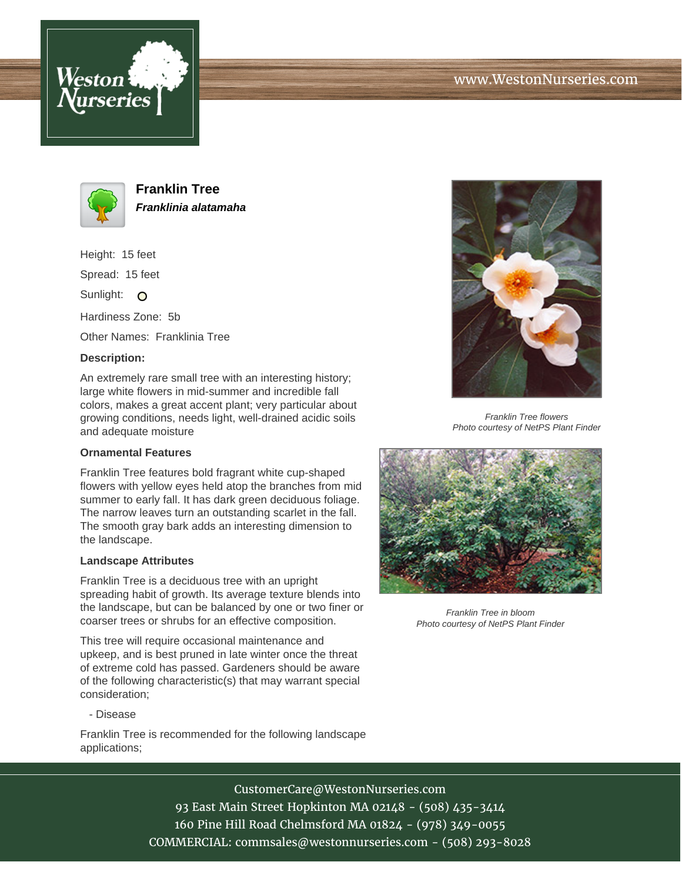# Franklin Tree

***Franklinia alatamaha***

Height: 15 feet

Spread: 15 feet

Sunlight:

Hardiness Zone: 5b

Other Names: Franklinia Tree

### Description:

An extremely rare small tree with an interesting history; large white flowers in mid-summer and incredible fall colors, makes a great accent plant; very particular about growing conditions, needs light, well-drained acidic soils and adequate moisture

### Ornamental Features

Franklin Tree features bold fragrant white cup-shaped flowers with yellow eyes held atop the branches from mid summer to early fall. It has dark green deciduous foliage. The narrow leaves turn an outstanding scarlet in the fall. The smooth gray bark adds an interesting dimension to the landscape.

### Landscape Attributes

Franklin Tree is a deciduous tree with an upright spreading habit of growth. Its average texture blends into the landscape, but can be balanced by one or two finer or coarser trees or shrubs for an effective composition.

This tree will require occasional maintenance and upkeep, and is best pruned in late winter once the threat of extreme cold has passed. Gardeners should be aware of the following characteristic(s) that may warrant special consideration;

- Disease

Franklin Tree is recommended for the following landscape applications;

*Franklin Tree flowers*
*Photo courtesy of NetPS Plant Finder*

*Franklin Tree in bloom*
*Photo courtesy of NetPS Plant Finder*

CustomerCare@WestonNurseries.com
93 East Main Street Hopkinton MA 02148 - (508) 435-3414
160 Pine Hill Road Chelmsford MA 01824 - (978) 349-0055
COMMERCIAL: commsales@westonnurseries.com - (508) 293-8028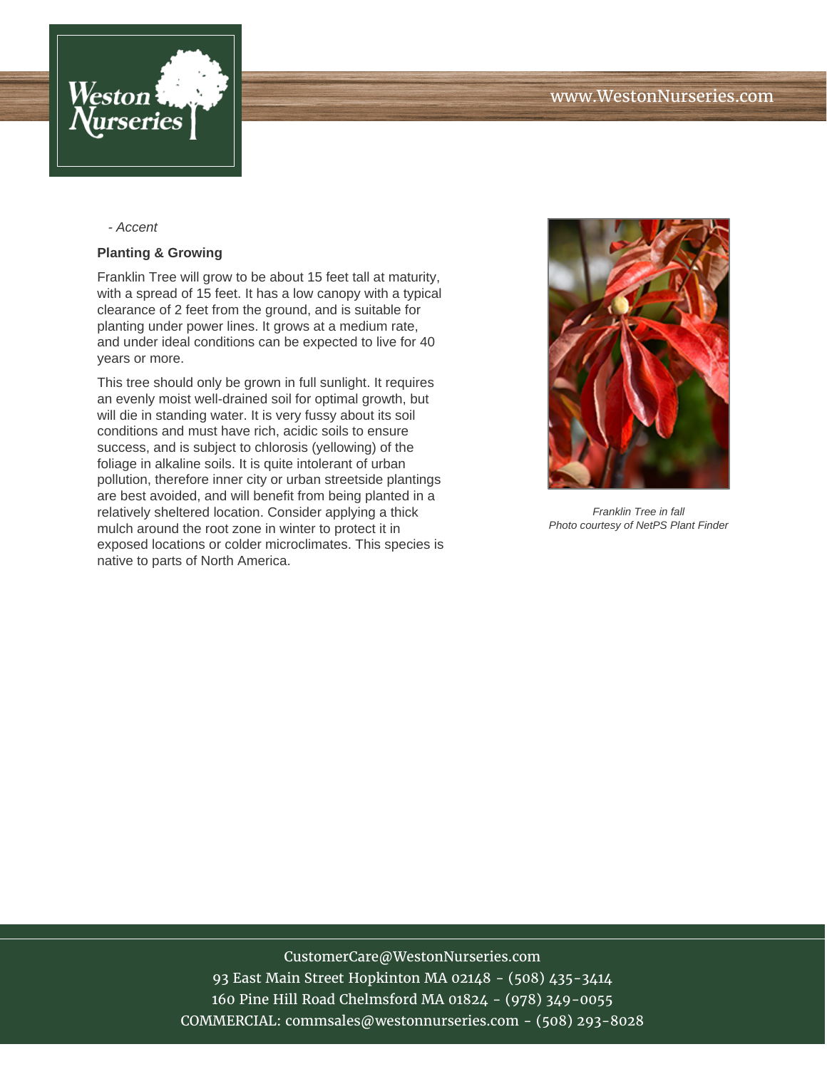- *Accent*

**Planting & Growing**

Franklin Tree will grow to be about 15 feet tall at maturity, with a spread of 15 feet. It has a low canopy with a typical clearance of 2 feet from the ground, and is suitable for planting under power lines. It grows at a medium rate, and under ideal conditions can be expected to live for 40 years or more.

This tree should only be grown in full sunlight. It requires an evenly moist well-drained soil for optimal growth, but will die in standing water. It is very fussy about its soil conditions and must have rich, acidic soils to ensure success, and is subject to chlorosis (yellowing) of the foliage in alkaline soils. It is quite intolerant of urban pollution, therefore inner city or urban streetside plantings are best avoided, and will benefit from being planted in a relatively sheltered location. Consider applying a thick mulch around the root zone in winter to protect it in exposed locations or colder microclimates. This species is native to parts of North America.

*Franklin Tree in fall*
*Photo courtesy of NetPS Plant Finder*